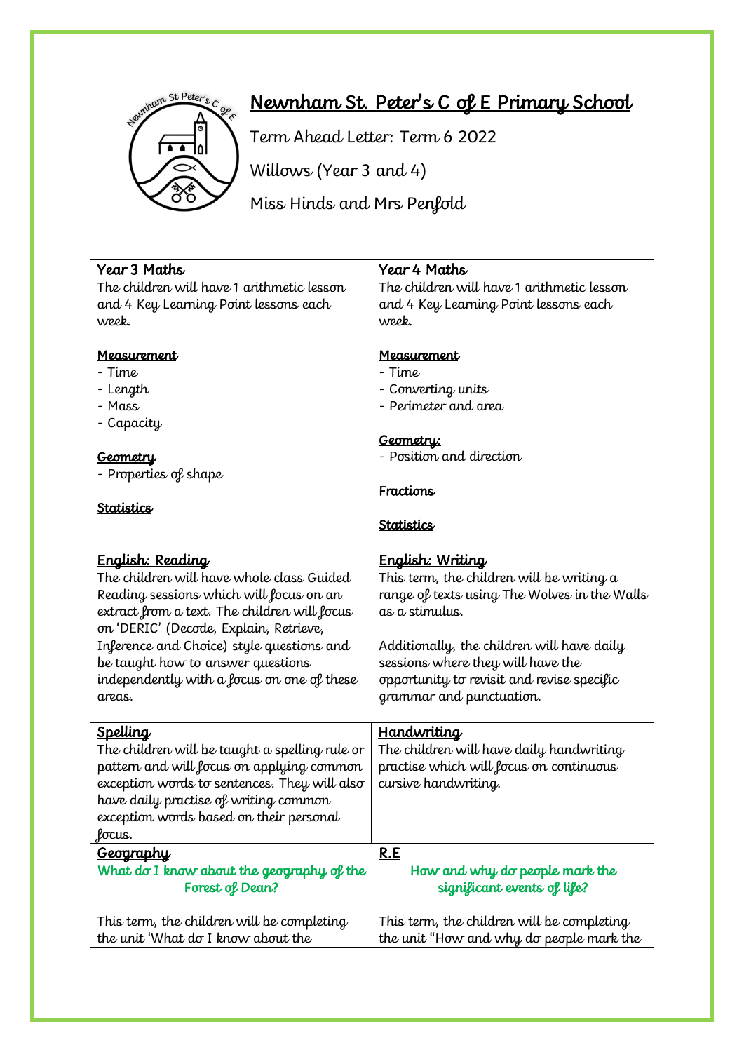# Newnham St. Peter's C of E Primary School

Term Ahead Letter: Term 6 2022

Willows (Year 3 and 4)

Miss Hinds and Mrs Penfold

| **Year 3 Maths**<br>The children will have 1 arithmetic lesson and 4 Key Learning Point lessons each week.<br><br>**Measurement**<br>- Time<br>- Length<br>- Mass<br>- Capacity<br><br>**Geometry**<br>- Properties of shape<br><br>**Statistics** | **Year 4 Maths**<br>The children will have 1 arithmetic lesson and 4 Key Learning Point lessons each week.<br><br>**Measurement**<br>- Time<br>- Converting units<br>- Perimeter and area<br><br>**Geometry:**<br>- Position and direction<br><br>**Fractions**<br><br>**Statistics** |
|---|---|
| **English: Reading**<br>The children will have whole class Guided Reading sessions which will focus on an extract from a text. The children will focus on 'DERIC' (Decode, Explain, Retrieve, Inference and Choice) style questions and be taught how to answer questions independently with a focus on one of these areas. | **English: Writing**<br>This term, the children will be writing a range of texts using The Wolves in the Walls as a stimulus.<br><br>Additionally, the children will have daily sessions where they will have the opportunity to revisit and revise specific grammar and punctuation. |
| **Spelling**<br>The children will be taught a spelling rule or pattern and will focus on applying common exception words to sentences. They will also have daily practise of writing common exception words based on their personal focus. | **Handwriting**<br>The children will have daily handwriting practise which will focus on continuous cursive handwriting. |
| **Geography**<br>**What do I know about the geography of the Forest of Dean?**<br><br>This term, the children will be completing the unit 'What do I know about the | **R.E**<br>**How and why do people mark the significant events of life?**<br><br>This term, the children will be completing the unit "How and why do people mark the |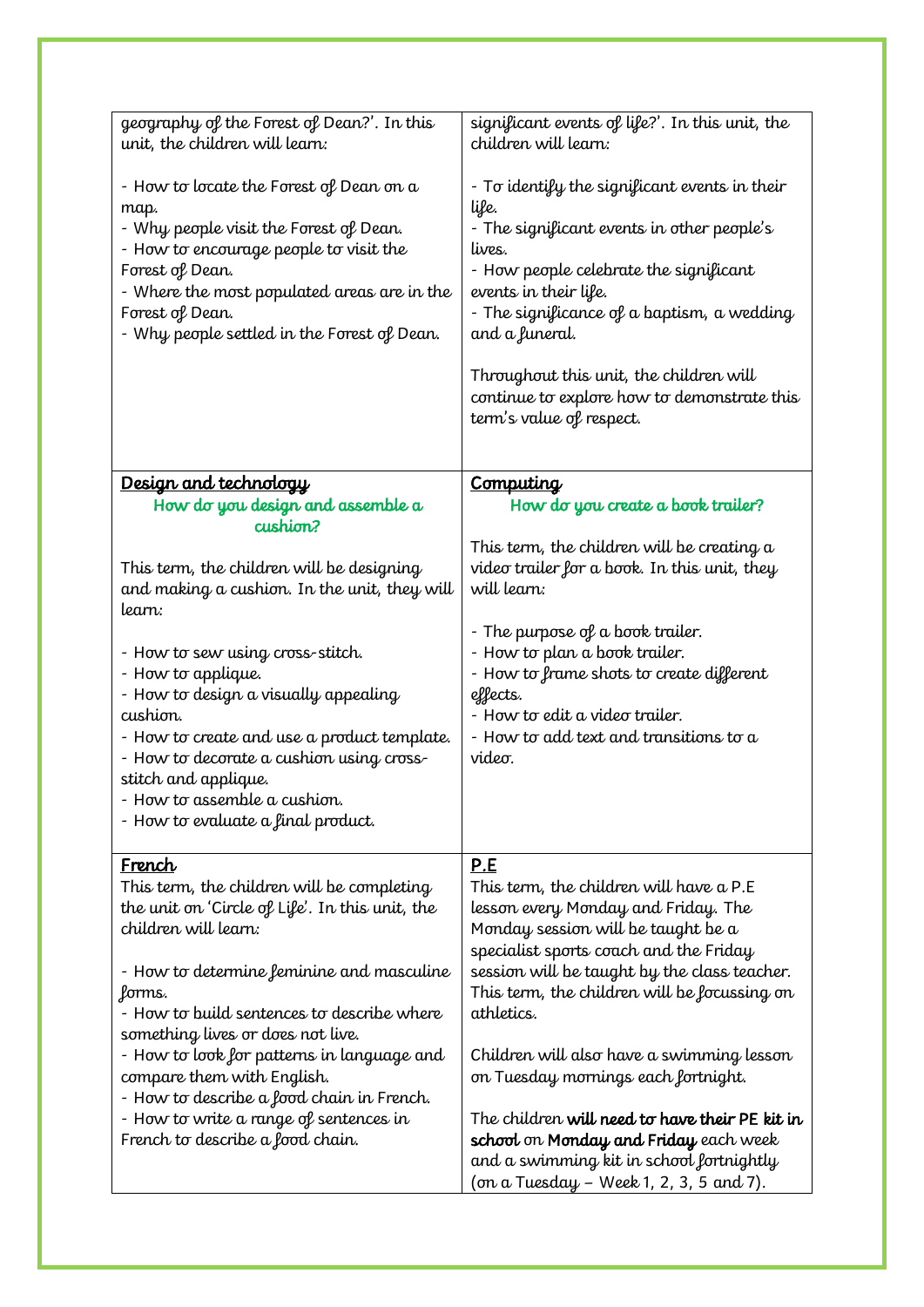| | |
|---|---|
| geography of the Forest of Dean?'. In this unit, the children will learn:<br><br>- How to locate the Forest of Dean on a map.<br>- Why people visit the Forest of Dean.<br>- How to encourage people to visit the Forest of Dean.<br>- Where the most populated areas are in the Forest of Dean.<br>- Why people settled in the Forest of Dean. | significant events of life?'. In this unit, the children will learn:<br><br>- To identify the significant events in their life.<br>- The significant events in other people's lives.<br>- How people celebrate the significant events in their life.<br>- The significance of a baptism, a wedding and a funeral.<br><br>Throughout this unit, the children will continue to explore how to demonstrate this term's value of respect. |
| **Design and technology**<br>**How do you design and assemble a cushion?**<br><br>This term, the children will be designing and making a cushion. In the unit, they will learn:<br><br>- How to sew using cross-stitch.<br>- How to applique.<br>- How to design a visually appealing cushion.<br>- How to create and use a product template.<br>- How to decorate a cushion using cross-stitch and applique.<br>- How to assemble a cushion.<br>- How to evaluate a final product. | **Computing**<br>**How do you create a book trailer?**<br><br>This term, the children will be creating a video trailer for a book. In this unit, they will learn:<br><br>- The purpose of a book trailer.<br>- How to plan a book trailer.<br>- How to frame shots to create different effects.<br>- How to edit a video trailer.<br>- How to add text and transitions to a video. |
| **French**<br>This term, the children will be completing the unit on 'Circle of Life'. In this unit, the children will learn:<br><br>- How to determine feminine and masculine forms.<br>- How to build sentences to describe where something lives or does not live.<br>- How to look for patterns in language and compare them with English.<br>- How to describe a food chain in French.<br>- How to write a range of sentences in French to describe a food chain. | **P.E**<br>This term, the children will have a P.E lesson every Monday and Friday. The Monday session will be taught be a specialist sports coach and the Friday session will be taught by the class teacher. This term, the children will be focussing on athletics.<br><br>Children will also have a swimming lesson on Tuesday mornings each fortnight.<br><br>The children **will need to have their PE kit in school** on **Monday and Friday** each week and a swimming kit in school fortnightly (on a Tuesday – Week 1, 2, 3, 5 and 7). |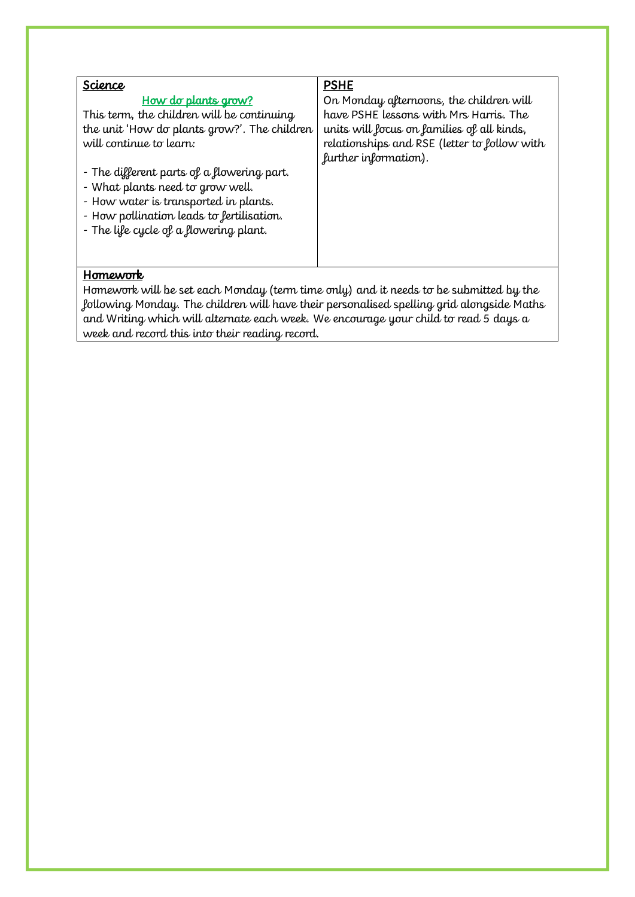## Science

### How do plants grow?

This term, the children will be continuing the unit 'How do plants grow?'. The children will continue to learn:

- The different parts of a flowering part.
- What plants need to grow well.
- How water is transported in plants.
- How pollination leads to fertilisation.
- The life cycle of a flowering plant.

## PSHE

On Monday afternoons, the children will have PSHE lessons with Mrs Harris. The units will focus on families of all kinds, relationships and RSE (letter to follow with further information).

## Homework

Homework will be set each Monday (term time only) and it needs to be submitted by the following Monday. The children will have their personalised spelling grid alongside Maths and Writing which will alternate each week. We encourage your child to read 5 days a week and record this into their reading record.